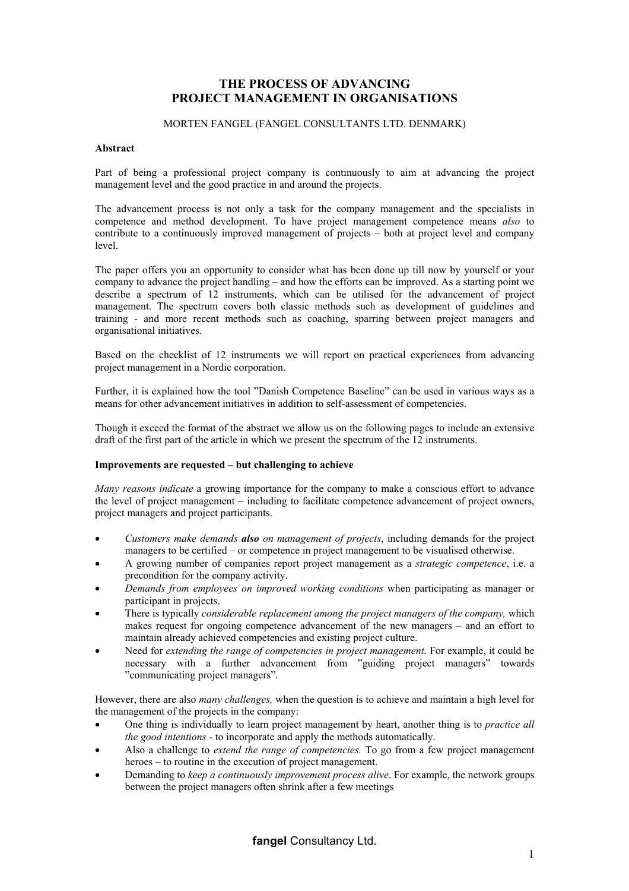# THE PROCESS OF ADVANCING PROJECT MANAGEMENT IN ORGANISATIONS

MORTEN FANGEL (FANGEL CONSULTANTS LTD. DENMARK)

**Abstract**

Part of being a professional project company is continuously to aim at advancing the project management level and the good practice in and around the projects.

The advancement process is not only a task for the company management and the specialists in competence and method development. To have project management competence means *also* to contribute to a continuously improved management of projects – both at project level and company level.

The paper offers you an opportunity to consider what has been done up till now by yourself or your company to advance the project handling – and how the efforts can be improved. As a starting point we describe a spectrum of 12 instruments, which can be utilised for the advancement of project management. The spectrum covers both classic methods such as development of guidelines and training - and more recent methods such as coaching, sparring between project managers and organisational initiatives.

Based on the checklist of 12 instruments we will report on practical experiences from advancing project management in a Nordic corporation.

Further, it is explained how the tool "Danish Competence Baseline" can be used in various ways as a means for other advancement initiatives in addition to self-assessment of competencies.

Though it exceed the format of the abstract we allow us on the following pages to include an extensive draft of the first part of the article in which we present the spectrum of the 12 instruments.

**Improvements are requested – but challenging to achieve**

*Many reasons indicate* a growing importance for the company to make a conscious effort to advance the level of project management – including to facilitate competence advancement of project owners, project managers and project participants.

- *Customers make demands **also** on management of projects*, including demands for the project managers to be certified – or competence in project management to be visualised otherwise.
- A growing number of companies report project management as a *strategic competence*, i.e. a precondition for the company activity.
- *Demands from employees on improved working conditions* when participating as manager or participant in projects.
- There is typically *considerable replacement among the project managers of the company,* which makes request for ongoing competence advancement of the new managers – and an effort to maintain already achieved competencies and existing project culture.
- Need for *extending the range of competencies in project management*. For example, it could be necessary with a further advancement from "guiding project managers" towards "communicating project managers".

However, there are also *many challenges,* when the question is to achieve and maintain a high level for the management of the projects in the company:

- One thing is individually to learn project management by heart, another thing is to *practice all the good intentions -* to incorporate and apply the methods automatically.
- Also a challenge to *extend the range of competencies.* To go from a few project management heroes – to routine in the execution of project management.
- Demanding to *keep a continuously improvement process alive*. For example, the network groups between the project managers often shrink after a few meetings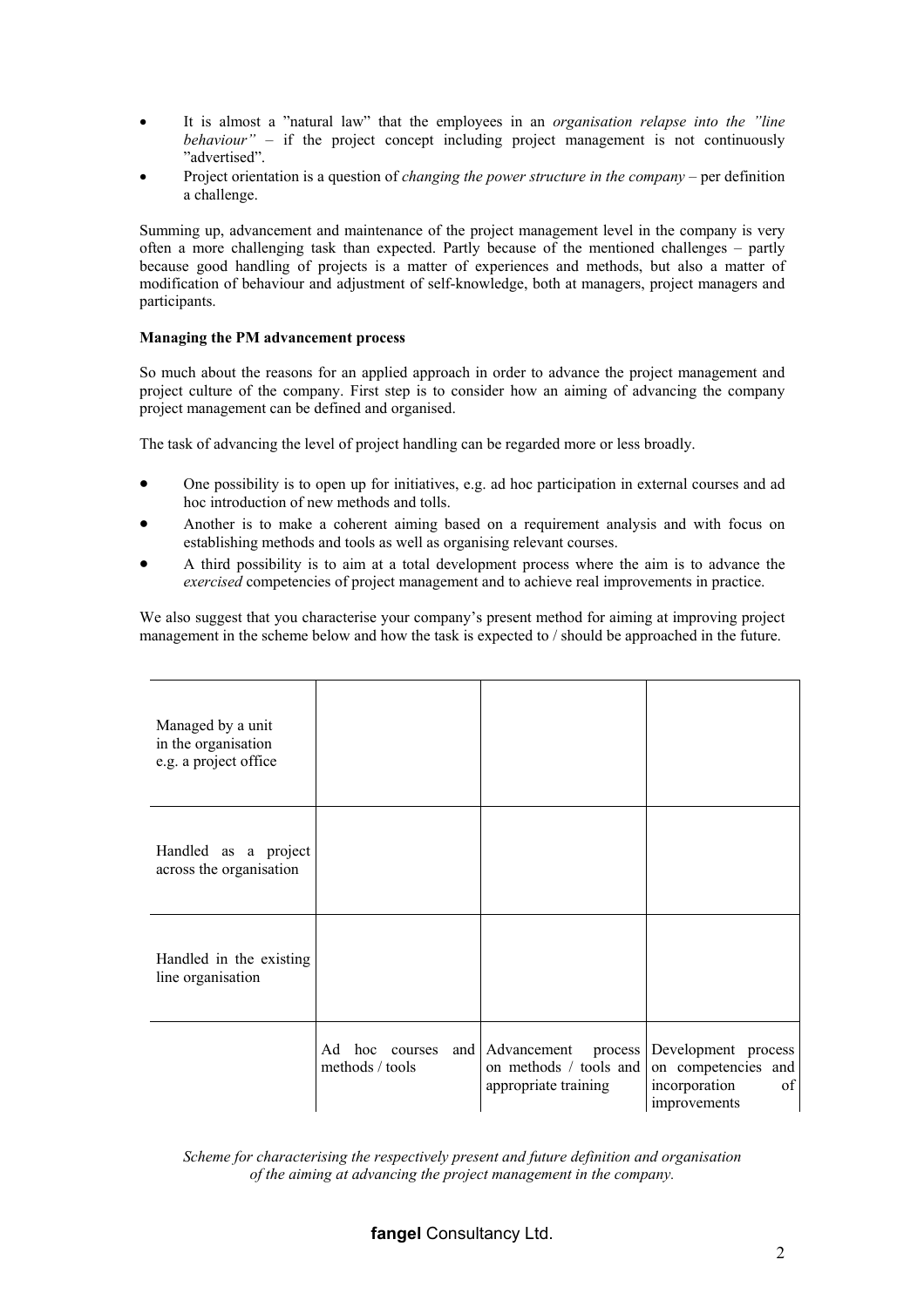- It is almost a "natural law" that the employees in an *organisation relapse into the "line behaviour"* – if the project concept including project management is not continuously "advertised".
- Project orientation is a question of *changing the power structure in the company* – per definition a challenge.

Summing up, advancement and maintenance of the project management level in the company is very often a more challenging task than expected. Partly because of the mentioned challenges – partly because good handling of projects is a matter of experiences and methods, but also a matter of modification of behaviour and adjustment of self-knowledge, both at managers, project managers and participants.

**Managing the PM advancement process**

So much about the reasons for an applied approach in order to advance the project management and project culture of the company. First step is to consider how an aiming of advancing the company project management can be defined and organised.

The task of advancing the level of project handling can be regarded more or less broadly.

- One possibility is to open up for initiatives, e.g. ad hoc participation in external courses and ad hoc introduction of new methods and tolls.
- Another is to make a coherent aiming based on a requirement analysis and with focus on establishing methods and tools as well as organising relevant courses.
- A third possibility is to aim at a total development process where the aim is to advance the *exercised* competencies of project management and to achieve real improvements in practice.

We also suggest that you characterise your company's present method for aiming at improving project management in the scheme below and how the task is expected to / should be approached in the future.

| | | | |
|---|---|---|---|
| Managed by a unit in the organisation e.g. a project office | | | |
| Handled as a project across the organisation | | | |
| Handled in the existing line organisation | | | |
| | Ad hoc courses and methods / tools | Advancement process on methods / tools and appropriate training | Development process on competencies and incorporation of improvements |

*Scheme for characterising the respectively present and future definition and organisation of the aiming at advancing the project management in the company.*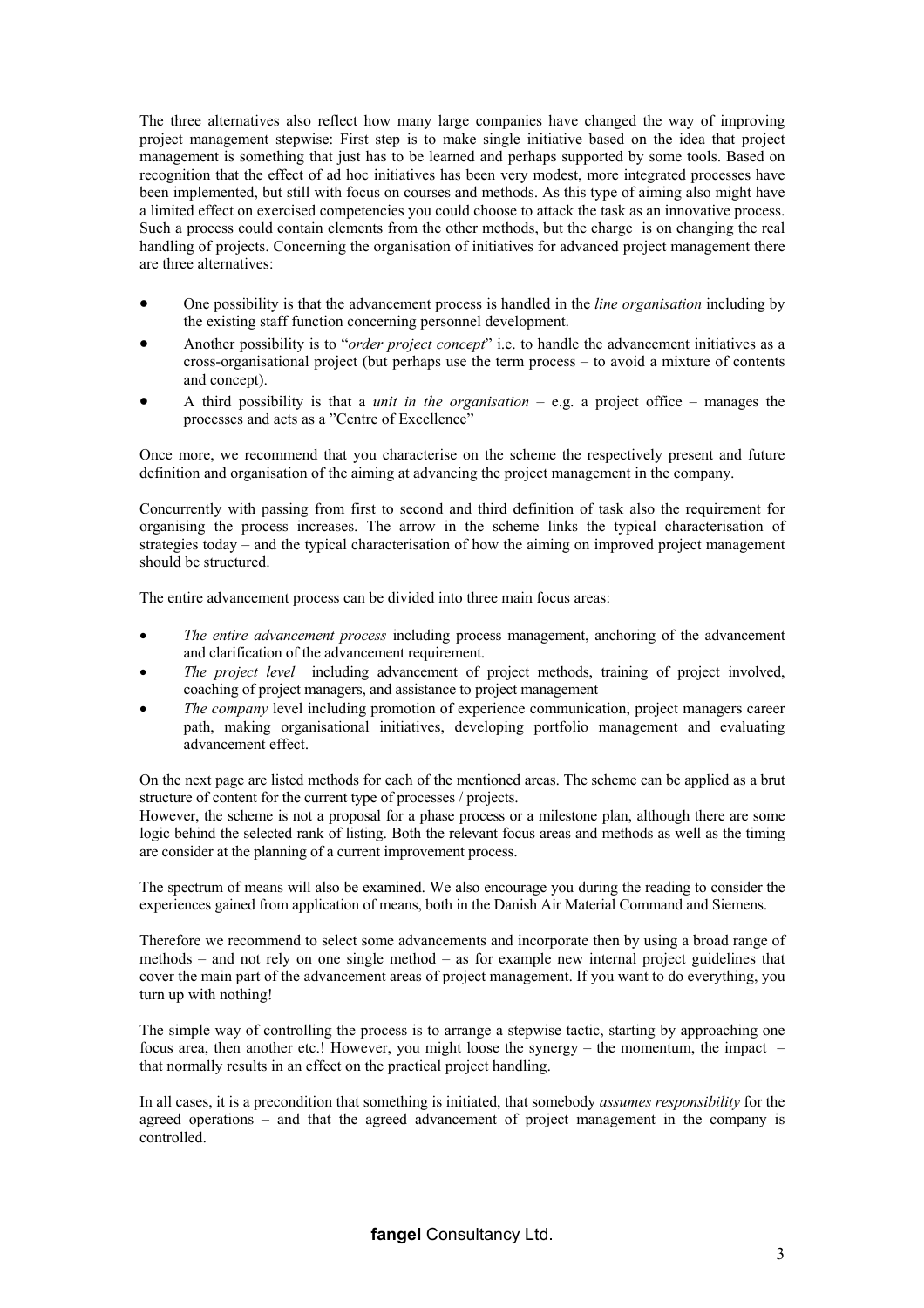The three alternatives also reflect how many large companies have changed the way of improving project management stepwise: First step is to make single initiative based on the idea that project management is something that just has to be learned and perhaps supported by some tools. Based on recognition that the effect of ad hoc initiatives has been very modest, more integrated processes have been implemented, but still with focus on courses and methods. As this type of aiming also might have a limited effect on exercised competencies you could choose to attack the task as an innovative process. Such a process could contain elements from the other methods, but the charge is on changing the real handling of projects. Concerning the organisation of initiatives for advanced project management there are three alternatives:

- One possibility is that the advancement process is handled in the *line organisation* including by the existing staff function concerning personnel development.
- Another possibility is to "*order project concept*" i.e. to handle the advancement initiatives as a cross-organisational project (but perhaps use the term process – to avoid a mixture of contents and concept).
- A third possibility is that a *unit in the organisation* – e.g. a project office – manages the processes and acts as a "Centre of Excellence"

Once more, we recommend that you characterise on the scheme the respectively present and future definition and organisation of the aiming at advancing the project management in the company.

Concurrently with passing from first to second and third definition of task also the requirement for organising the process increases. The arrow in the scheme links the typical characterisation of strategies today – and the typical characterisation of how the aiming on improved project management should be structured.

The entire advancement process can be divided into three main focus areas:

- *The entire advancement process* including process management, anchoring of the advancement and clarification of the advancement requirement.
- *The project level* including advancement of project methods, training of project involved, coaching of project managers, and assistance to project management
- *The company* level including promotion of experience communication, project managers career path, making organisational initiatives, developing portfolio management and evaluating advancement effect.

On the next page are listed methods for each of the mentioned areas. The scheme can be applied as a brut structure of content for the current type of processes / projects.
However, the scheme is not a proposal for a phase process or a milestone plan, although there are some logic behind the selected rank of listing. Both the relevant focus areas and methods as well as the timing are consider at the planning of a current improvement process.

The spectrum of means will also be examined. We also encourage you during the reading to consider the experiences gained from application of means, both in the Danish Air Material Command and Siemens.

Therefore we recommend to select some advancements and incorporate then by using a broad range of methods – and not rely on one single method – as for example new internal project guidelines that cover the main part of the advancement areas of project management. If you want to do everything, you turn up with nothing!

The simple way of controlling the process is to arrange a stepwise tactic, starting by approaching one focus area, then another etc.! However, you might loose the synergy – the momentum, the impact – that normally results in an effect on the practical project handling.

In all cases, it is a precondition that something is initiated, that somebody *assumes responsibility* for the agreed operations – and that the agreed advancement of project management in the company is controlled.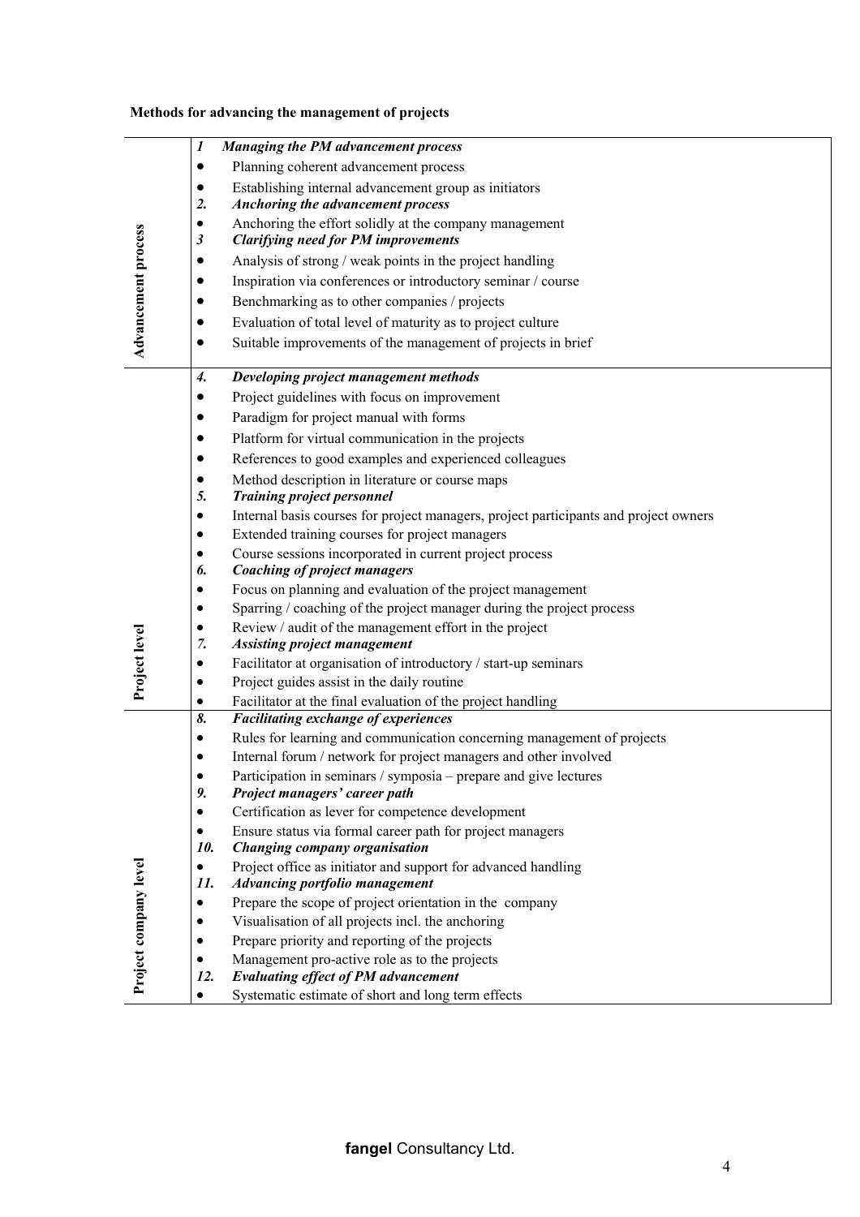**Methods for advancing the management of projects**

| | |
|---|---|
| **Advancement process** | ***1 Managing the PM advancement process***<br>• Planning coherent advancement process<br>• Establishing internal advancement group as initiators<br>***2. Anchoring the advancement process***<br>• Anchoring the effort solidly at the company management<br>***3 Clarifying need for PM improvements***<br>• Analysis of strong / weak points in the project handling<br>• Inspiration via conferences or introductory seminar / course<br>• Benchmarking as to other companies / projects<br>• Evaluation of total level of maturity as to project culture<br>• Suitable improvements of the management of projects in brief |
| **Project level** | ***4. Developing project management methods***<br>• Project guidelines with focus on improvement<br>• Paradigm for project manual with forms<br>• Platform for virtual communication in the projects<br>• References to good examples and experienced colleagues<br>• Method description in literature or course maps<br>***5. Training project personnel***<br>• Internal basis courses for project managers, project participants and project owners<br>• Extended training courses for project managers<br>• Course sessions incorporated in current project process<br>***6. Coaching of project managers***<br>• Focus on planning and evaluation of the project management<br>• Sparring / coaching of the project manager during the project process<br>• Review / audit of the management effort in the project<br>***7. Assisting project management***<br>• Facilitator at organisation of introductory / start-up seminars<br>• Project guides assist in the daily routine<br>• Facilitator at the final evaluation of the project handling |
| **Project company level** | ***8. Facilitating exchange of experiences***<br>• Rules for learning and communication concerning management of projects<br>• Internal forum / network for project managers and other involved<br>• Participation in seminars / symposia – prepare and give lectures<br>***9. Project managers' career path***<br>• Certification as lever for competence development<br>• Ensure status via formal career path for project managers<br>***10. Changing company organisation***<br>• Project office as initiator and support for advanced handling<br>***11. Advancing portfolio management***<br>• Prepare the scope of project orientation in the company<br>• Visualisation of all projects incl. the anchoring<br>• Prepare priority and reporting of the projects<br>• Management pro-active role as to the projects<br>***12. Evaluating effect of PM advancement***<br>• Systematic estimate of short and long term effects |

**fangel** Consultancy Ltd.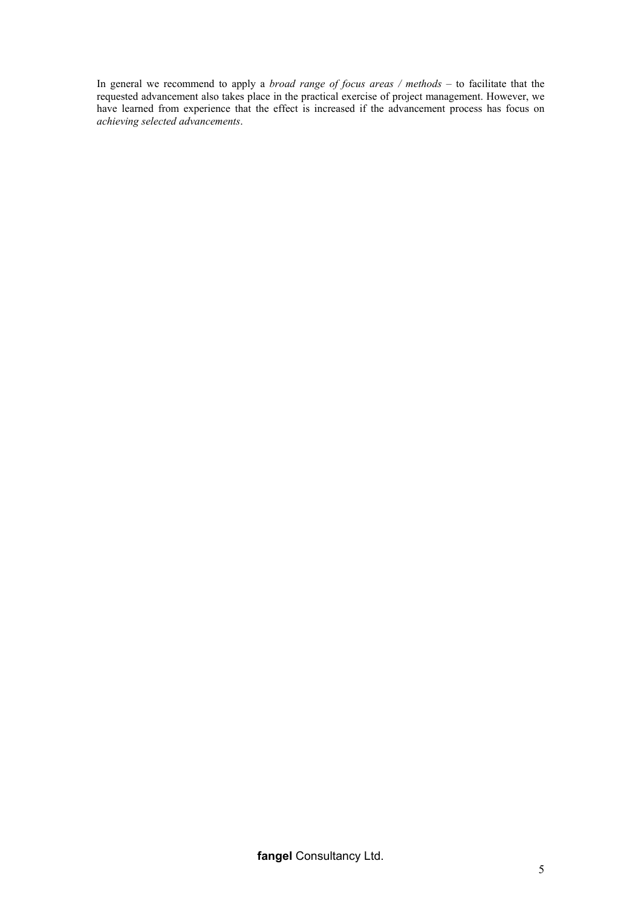In general we recommend to apply a *broad range of focus areas / methods* – to facilitate that the requested advancement also takes place in the practical exercise of project management. However, we have learned from experience that the effect is increased if the advancement process has focus on *achieving selected advancements*.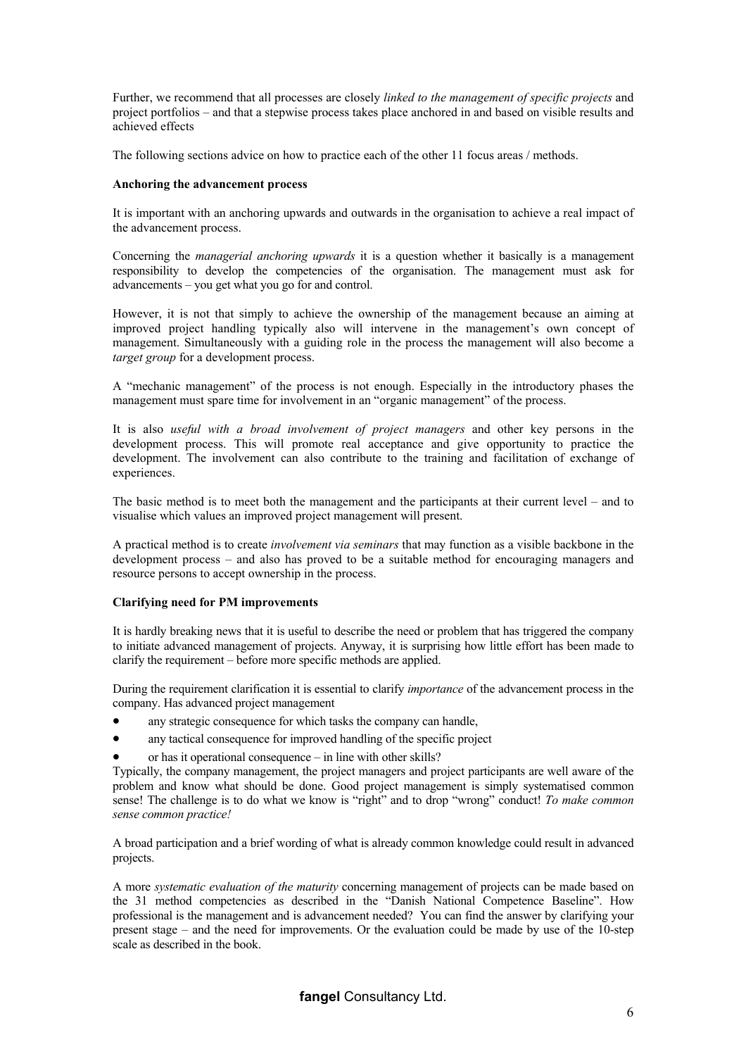Further, we recommend that all processes are closely *linked to the management of specific projects* and project portfolios – and that a stepwise process takes place anchored in and based on visible results and achieved effects

The following sections advice on how to practice each of the other 11 focus areas / methods.

**Anchoring the advancement process**

It is important with an anchoring upwards and outwards in the organisation to achieve a real impact of the advancement process.

Concerning the *managerial anchoring upwards* it is a question whether it basically is a management responsibility to develop the competencies of the organisation. The management must ask for advancements – you get what you go for and control.

However, it is not that simply to achieve the ownership of the management because an aiming at improved project handling typically also will intervene in the management's own concept of management. Simultaneously with a guiding role in the process the management will also become a *target group* for a development process.

A "mechanic management" of the process is not enough. Especially in the introductory phases the management must spare time for involvement in an "organic management" of the process.

It is also *useful with a broad involvement of project managers* and other key persons in the development process. This will promote real acceptance and give opportunity to practice the development. The involvement can also contribute to the training and facilitation of exchange of experiences.

The basic method is to meet both the management and the participants at their current level – and to visualise which values an improved project management will present.

A practical method is to create *involvement via seminars* that may function as a visible backbone in the development process – and also has proved to be a suitable method for encouraging managers and resource persons to accept ownership in the process.

**Clarifying need for PM improvements**

It is hardly breaking news that it is useful to describe the need or problem that has triggered the company to initiate advanced management of projects. Anyway, it is surprising how little effort has been made to clarify the requirement – before more specific methods are applied.

During the requirement clarification it is essential to clarify *importance* of the advancement process in the company. Has advanced project management

- any strategic consequence for which tasks the company can handle,
- any tactical consequence for improved handling of the specific project
- or has it operational consequence – in line with other skills?

Typically, the company management, the project managers and project participants are well aware of the problem and know what should be done. Good project management is simply systematised common sense! The challenge is to do what we know is "right" and to drop "wrong" conduct! *To make common sense common practice!*

A broad participation and a brief wording of what is already common knowledge could result in advanced projects.

A more *systematic evaluation of the maturity* concerning management of projects can be made based on the 31 method competencies as described in the "Danish National Competence Baseline". How professional is the management and is advancement needed? You can find the answer by clarifying your present stage – and the need for improvements. Or the evaluation could be made by use of the 10-step scale as described in the book.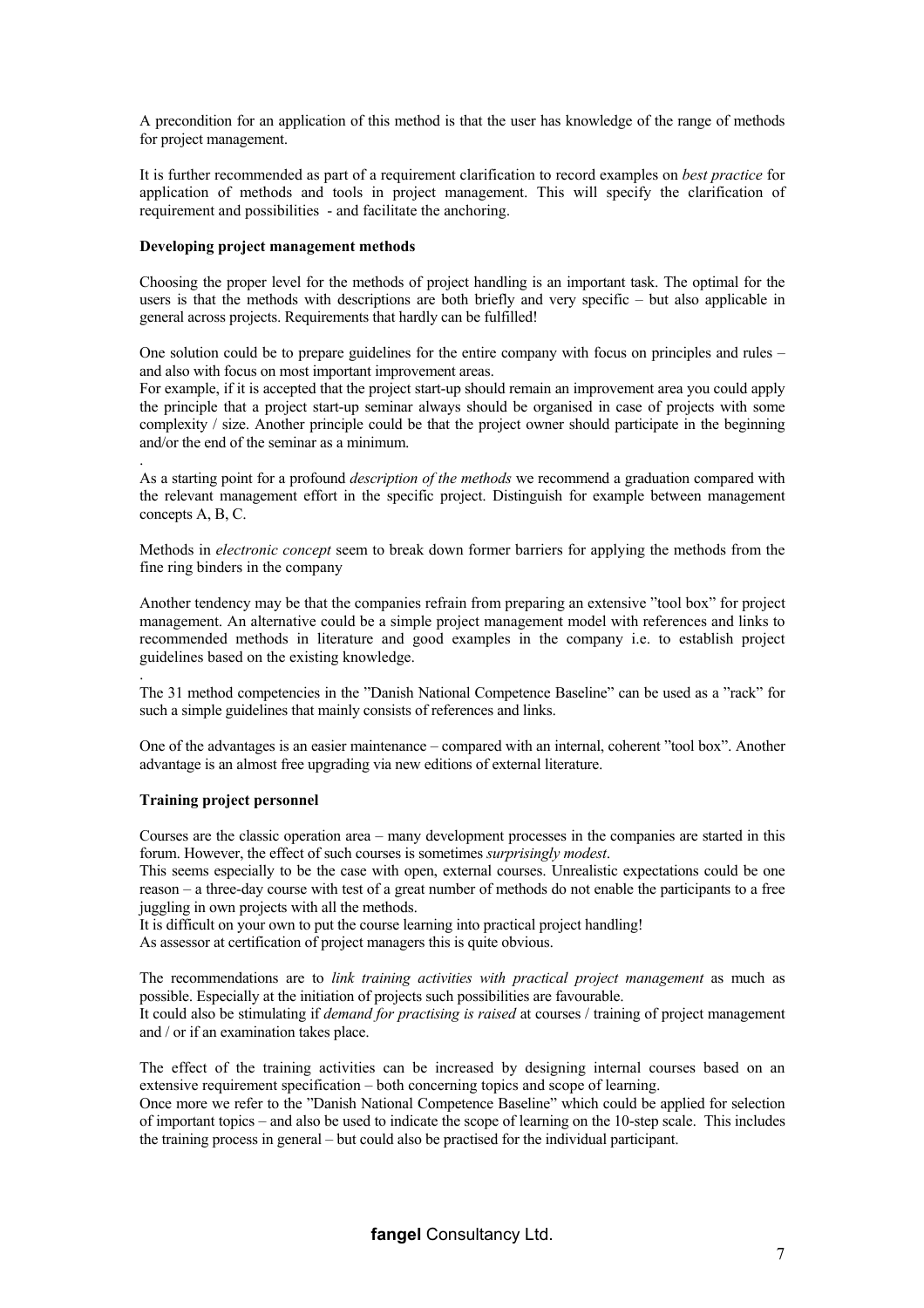A precondition for an application of this method is that the user has knowledge of the range of methods for project management.

It is further recommended as part of a requirement clarification to record examples on *best practice* for application of methods and tools in project management. This will specify the clarification of requirement and possibilities - and facilitate the anchoring.

**Developing project management methods**

Choosing the proper level for the methods of project handling is an important task. The optimal for the users is that the methods with descriptions are both briefly and very specific – but also applicable in general across projects. Requirements that hardly can be fulfilled!

One solution could be to prepare guidelines for the entire company with focus on principles and rules – and also with focus on most important improvement areas.
For example, if it is accepted that the project start-up should remain an improvement area you could apply the principle that a project start-up seminar always should be organised in case of projects with some complexity / size. Another principle could be that the project owner should participate in the beginning and/or the end of the seminar as a minimum.

.
As a starting point for a profound *description of the methods* we recommend a graduation compared with the relevant management effort in the specific project. Distinguish for example between management concepts A, B, C.

Methods in *electronic concept* seem to break down former barriers for applying the methods from the fine ring binders in the company

Another tendency may be that the companies refrain from preparing an extensive "tool box" for project management. An alternative could be a simple project management model with references and links to recommended methods in literature and good examples in the company i.e. to establish project guidelines based on the existing knowledge.

.
The 31 method competencies in the "Danish National Competence Baseline" can be used as a "rack" for such a simple guidelines that mainly consists of references and links.

One of the advantages is an easier maintenance – compared with an internal, coherent "tool box". Another advantage is an almost free upgrading via new editions of external literature.

**Training project personnel**

Courses are the classic operation area – many development processes in the companies are started in this forum. However, the effect of such courses is sometimes *surprisingly modest*.
This seems especially to be the case with open, external courses. Unrealistic expectations could be one reason – a three-day course with test of a great number of methods do not enable the participants to a free juggling in own projects with all the methods.
It is difficult on your own to put the course learning into practical project handling!
As assessor at certification of project managers this is quite obvious.

The recommendations are to *link training activities with practical project management* as much as possible. Especially at the initiation of projects such possibilities are favourable.
It could also be stimulating if *demand for practising is raised* at courses / training of project management and / or if an examination takes place.

The effect of the training activities can be increased by designing internal courses based on an extensive requirement specification – both concerning topics and scope of learning.
Once more we refer to the "Danish National Competence Baseline" which could be applied for selection of important topics – and also be used to indicate the scope of learning on the 10-step scale. This includes the training process in general – but could also be practised for the individual participant.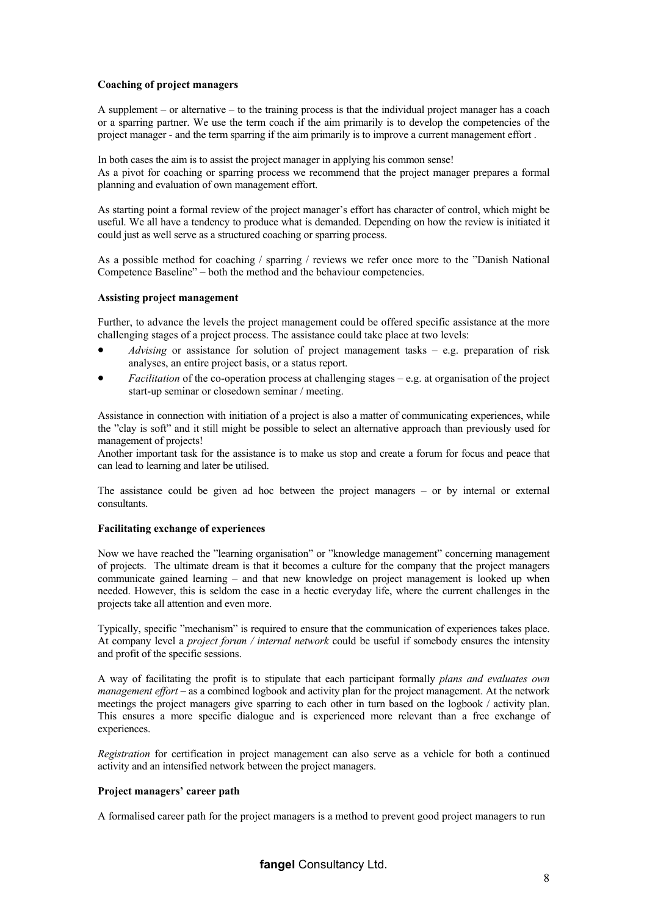**Coaching of project managers**

A supplement – or alternative – to the training process is that the individual project manager has a coach or a sparring partner. We use the term coach if the aim primarily is to develop the competencies of the project manager - and the term sparring if the aim primarily is to improve a current management effort .

In both cases the aim is to assist the project manager in applying his common sense!
As a pivot for coaching or sparring process we recommend that the project manager prepares a formal planning and evaluation of own management effort.

As starting point a formal review of the project manager's effort has character of control, which might be useful. We all have a tendency to produce what is demanded. Depending on how the review is initiated it could just as well serve as a structured coaching or sparring process.

As a possible method for coaching / sparring / reviews we refer once more to the "Danish National Competence Baseline" – both the method and the behaviour competencies.

**Assisting project management**

Further, to advance the levels the project management could be offered specific assistance at the more challenging stages of a project process. The assistance could take place at two levels:

- *Advising* or assistance for solution of project management tasks – e.g. preparation of risk analyses, an entire project basis, or a status report.
- *Facilitation* of the co-operation process at challenging stages – e.g. at organisation of the project start-up seminar or closedown seminar / meeting.

Assistance in connection with initiation of a project is also a matter of communicating experiences, while the "clay is soft" and it still might be possible to select an alternative approach than previously used for management of projects!
Another important task for the assistance is to make us stop and create a forum for focus and peace that can lead to learning and later be utilised.

The assistance could be given ad hoc between the project managers – or by internal or external consultants.

**Facilitating exchange of experiences**

Now we have reached the "learning organisation" or "knowledge management" concerning management of projects. The ultimate dream is that it becomes a culture for the company that the project managers communicate gained learning – and that new knowledge on project management is looked up when needed. However, this is seldom the case in a hectic everyday life, where the current challenges in the projects take all attention and even more.

Typically, specific "mechanism" is required to ensure that the communication of experiences takes place. At company level a *project forum / internal network* could be useful if somebody ensures the intensity and profit of the specific sessions.

A way of facilitating the profit is to stipulate that each participant formally *plans and evaluates own management effort* – as a combined logbook and activity plan for the project management. At the network meetings the project managers give sparring to each other in turn based on the logbook / activity plan. This ensures a more specific dialogue and is experienced more relevant than a free exchange of experiences.

*Registration* for certification in project management can also serve as a vehicle for both a continued activity and an intensified network between the project managers.

**Project managers' career path**

A formalised career path for the project managers is a method to prevent good project managers to run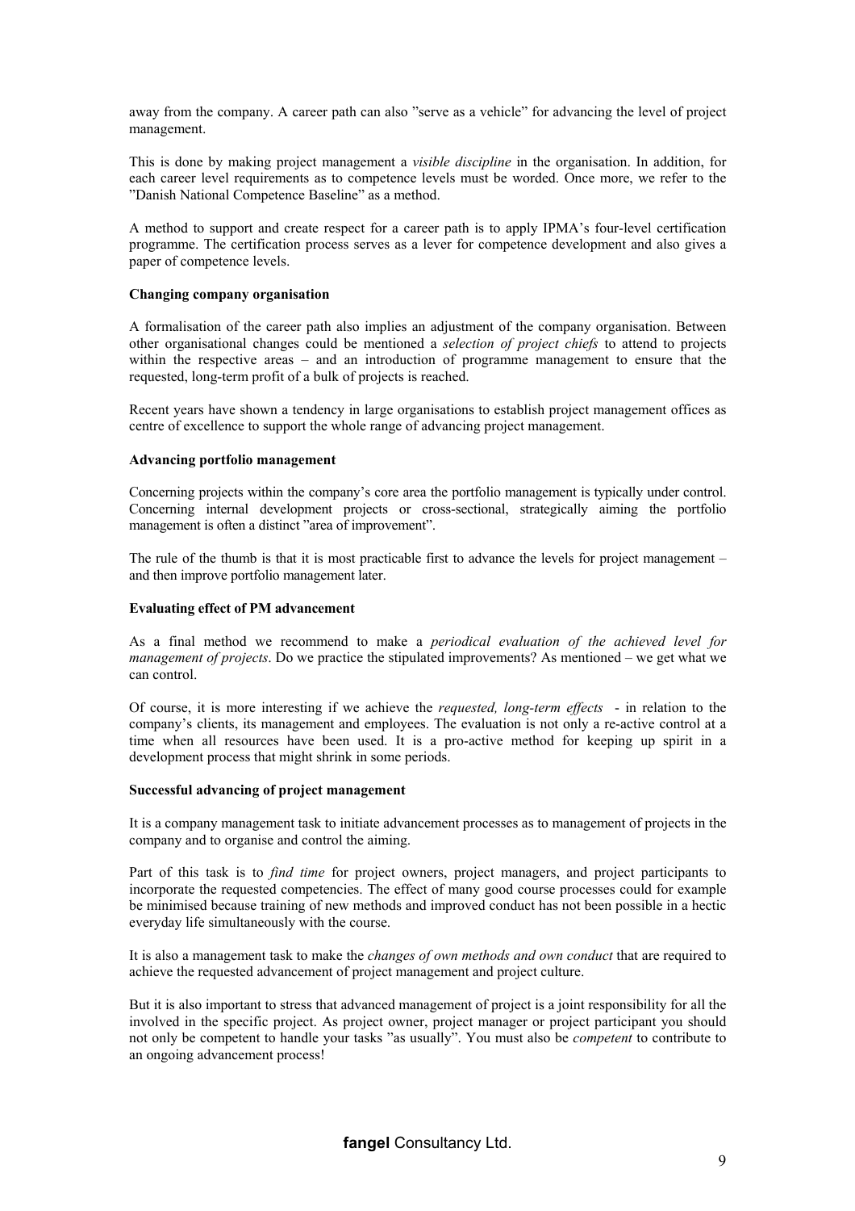away from the company. A career path can also ”serve as a vehicle” for advancing the level of project management.

This is done by making project management a *visible discipline* in the organisation. In addition, for each career level requirements as to competence levels must be worded. Once more, we refer to the ”Danish National Competence Baseline” as a method.

A method to support and create respect for a career path is to apply IPMA’s four-level certification programme. The certification process serves as a lever for competence development and also gives a paper of competence levels.

**Changing company organisation**

A formalisation of the career path also implies an adjustment of the company organisation. Between other organisational changes could be mentioned a *selection of project chiefs* to attend to projects within the respective areas – and an introduction of programme management to ensure that the requested, long-term profit of a bulk of projects is reached.

Recent years have shown a tendency in large organisations to establish project management offices as centre of excellence to support the whole range of advancing project management.

**Advancing portfolio management**

Concerning projects within the company’s core area the portfolio management is typically under control. Concerning internal development projects or cross-sectional, strategically aiming the portfolio management is often a distinct ”area of improvement”.

The rule of the thumb is that it is most practicable first to advance the levels for project management – and then improve portfolio management later.

**Evaluating effect of PM advancement**

As a final method we recommend to make a *periodical evaluation of the achieved level for management of projects*. Do we practice the stipulated improvements? As mentioned – we get what we can control.

Of course, it is more interesting if we achieve the *requested, long-term effects* - in relation to the company’s clients, its management and employees. The evaluation is not only a re-active control at a time when all resources have been used. It is a pro-active method for keeping up spirit in a development process that might shrink in some periods.

**Successful advancing of project management**

It is a company management task to initiate advancement processes as to management of projects in the company and to organise and control the aiming.

Part of this task is to *find time* for project owners, project managers, and project participants to incorporate the requested competencies. The effect of many good course processes could for example be minimised because training of new methods and improved conduct has not been possible in a hectic everyday life simultaneously with the course.

It is also a management task to make the *changes of own methods and own conduct* that are required to achieve the requested advancement of project management and project culture.

But it is also important to stress that advanced management of project is a joint responsibility for all the involved in the specific project. As project owner, project manager or project participant you should not only be competent to handle your tasks ”as usually”. You must also be *competent* to contribute to an ongoing advancement process!